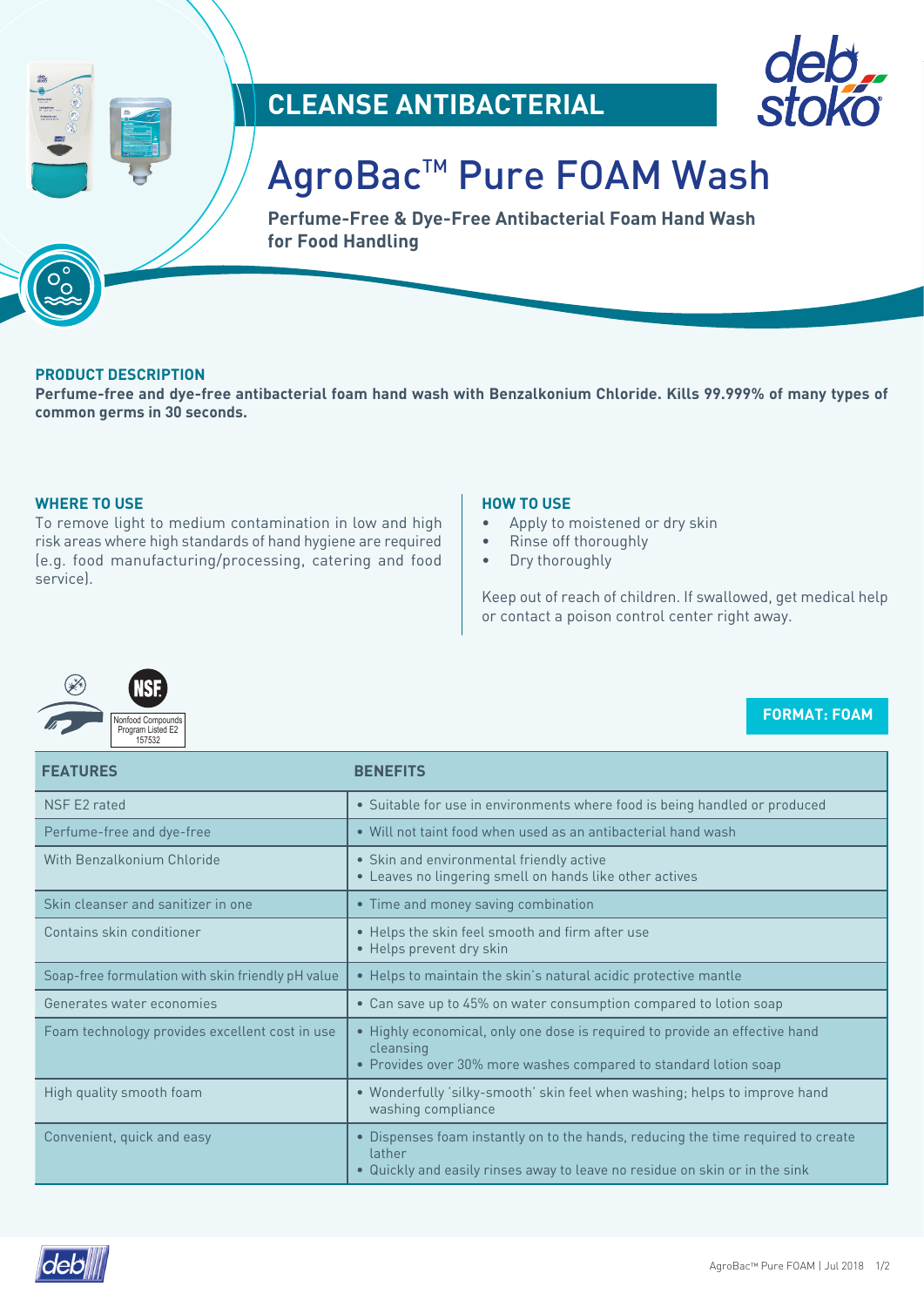## CLEANSE ANTIBACTERIAL

# AgroBac™ Pure FOAM Wash

**Perfume-Free & Dye-Free Antibacterial Foam Hand Wash for Food Handling**

### PRODUCT DESCRIPTION

**Perfume-free and dye-free antibacterial foam hand wash with Benzalkonium Chloride. Kills 99.999% of many types of common germs in 30 seconds.**

### WHERE TO USE

To remove light to medium contamination in low and high risk areas where high standards of hand hygiene are required (e.g. food manufacturing/processing, catering and food service).

### HOW TO USE

- Apply to moistened or dry skin
- Rinse off thoroughly
- Dry thoroughly

Keep out of reach of children. If swallowed, get medical help or contact a poison control center right away.

NSF
Nonfood Compounds Program Listed E2
157532

**FORMAT: FOAM**

| FEATURES | BENEFITS |
|---|---|
| NSF E2 rated | • Suitable for use in environments where food is being handled or produced |
| Perfume-free and dye-free | • Will not taint food when used as an antibacterial hand wash |
| With Benzalkonium Chloride | • Skin and environmental friendly active<br>• Leaves no lingering smell on hands like other actives |
| Skin cleanser and sanitizer in one | • Time and money saving combination |
| Contains skin conditioner | • Helps the skin feel smooth and firm after use<br>• Helps prevent dry skin |
| Soap-free formulation with skin friendly pH value | • Helps to maintain the skin's natural acidic protective mantle |
| Generates water economies | • Can save up to 45% on water consumption compared to lotion soap |
| Foam technology provides excellent cost in use | • Highly economical, only one dose is required to provide an effective hand cleansing<br>• Provides over 30% more washes compared to standard lotion soap |
| High quality smooth foam | • Wonderfully 'silky-smooth' skin feel when washing; helps to improve hand washing compliance |
| Convenient, quick and easy | • Dispenses foam instantly on to the hands, reducing the time required to create lather<br>• Quickly and easily rinses away to leave no residue on skin or in the sink |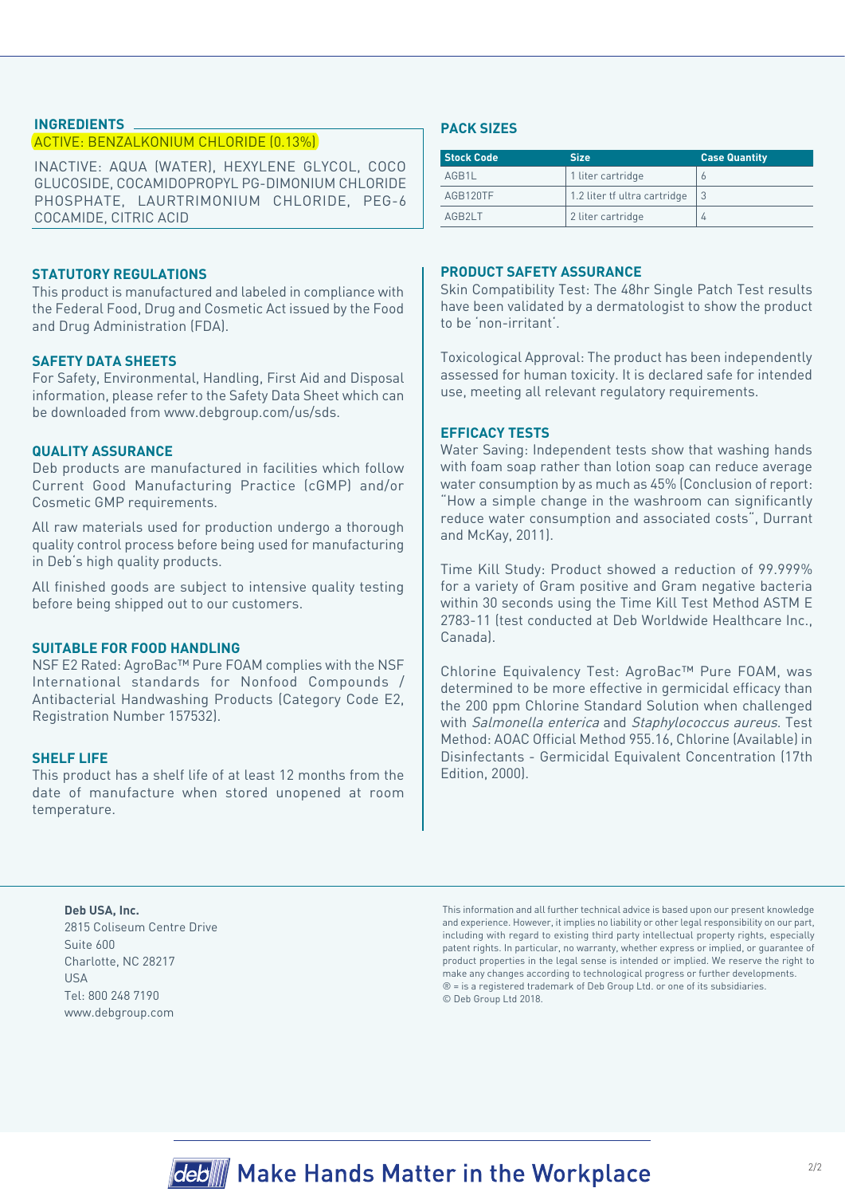## INGREDIENTS

ACTIVE: BENZALKONIUM CHLORIDE (0.13%)

INACTIVE: AQUA (WATER), HEXYLENE GLYCOL, COCO GLUCOSIDE, COCAMIDOPROPYL PG-DIMONIUM CHLORIDE PHOSPHATE, LAURTRIMONIUM CHLORIDE, PEG-6 COCAMIDE, CITRIC ACID

## STATUTORY REGULATIONS

This product is manufactured and labeled in compliance with the Federal Food, Drug and Cosmetic Act issued by the Food and Drug Administration (FDA).

## SAFETY DATA SHEETS

For Safety, Environmental, Handling, First Aid and Disposal information, please refer to the Safety Data Sheet which can be downloaded from www.debgroup.com/us/sds.

## QUALITY ASSURANCE

Deb products are manufactured in facilities which follow Current Good Manufacturing Practice (cGMP) and/or Cosmetic GMP requirements.

All raw materials used for production undergo a thorough quality control process before being used for manufacturing in Deb's high quality products.

All finished goods are subject to intensive quality testing before being shipped out to our customers.

## SUITABLE FOR FOOD HANDLING

NSF E2 Rated: AgroBac™ Pure FOAM complies with the NSF International standards for Nonfood Compounds / Antibacterial Handwashing Products (Category Code E2, Registration Number 157532).

## SHELF LIFE

This product has a shelf life of at least 12 months from the date of manufacture when stored unopened at room temperature.

## PACK SIZES

| Stock Code | Size | Case Quantity |
|---|---|---|
| AGB1L | 1 liter cartridge | 6 |
| AGB120TF | 1.2 liter tf ultra cartridge | 3 |
| AGB2LT | 2 liter cartridge | 4 |

## PRODUCT SAFETY ASSURANCE

Skin Compatibility Test: The 48hr Single Patch Test results have been validated by a dermatologist to show the product to be 'non-irritant'.

Toxicological Approval: The product has been independently assessed for human toxicity. It is declared safe for intended use, meeting all relevant regulatory requirements.

## EFFICACY TESTS

Water Saving: Independent tests show that washing hands with foam soap rather than lotion soap can reduce average water consumption by as much as 45% (Conclusion of report: "How a simple change in the washroom can significantly reduce water consumption and associated costs", Durrant and McKay, 2011).

Time Kill Study: Product showed a reduction of 99.999% for a variety of Gram positive and Gram negative bacteria within 30 seconds using the Time Kill Test Method ASTM E 2783-11 (test conducted at Deb Worldwide Healthcare Inc., Canada).

Chlorine Equivalency Test: AgroBac™ Pure FOAM, was determined to be more effective in germicidal efficacy than the 200 ppm Chlorine Standard Solution when challenged with *Salmonella enterica* and *Staphylococcus aureus*. Test Method: AOAC Official Method 955.16, Chlorine (Available) in Disinfectants - Germicidal Equivalent Concentration (17th Edition, 2000).

**Deb USA, Inc.**
2815 Coliseum Centre Drive
Suite 600
Charlotte, NC 28217
USA
Tel: 800 248 7190
www.debgroup.com

This information and all further technical advice is based upon our present knowledge and experience. However, it implies no liability or other legal responsibility on our part, including with regard to existing third party intellectual property rights, especially patent rights. In particular, no warranty, whether express or implied, or guarantee of product properties in the legal sense is intended or implied. We reserve the right to make any changes according to technological progress or further developments.
® = is a registered trademark of Deb Group Ltd. or one of its subsidiaries.
© Deb Group Ltd 2018.

deb Make Hands Matter in the Workplace